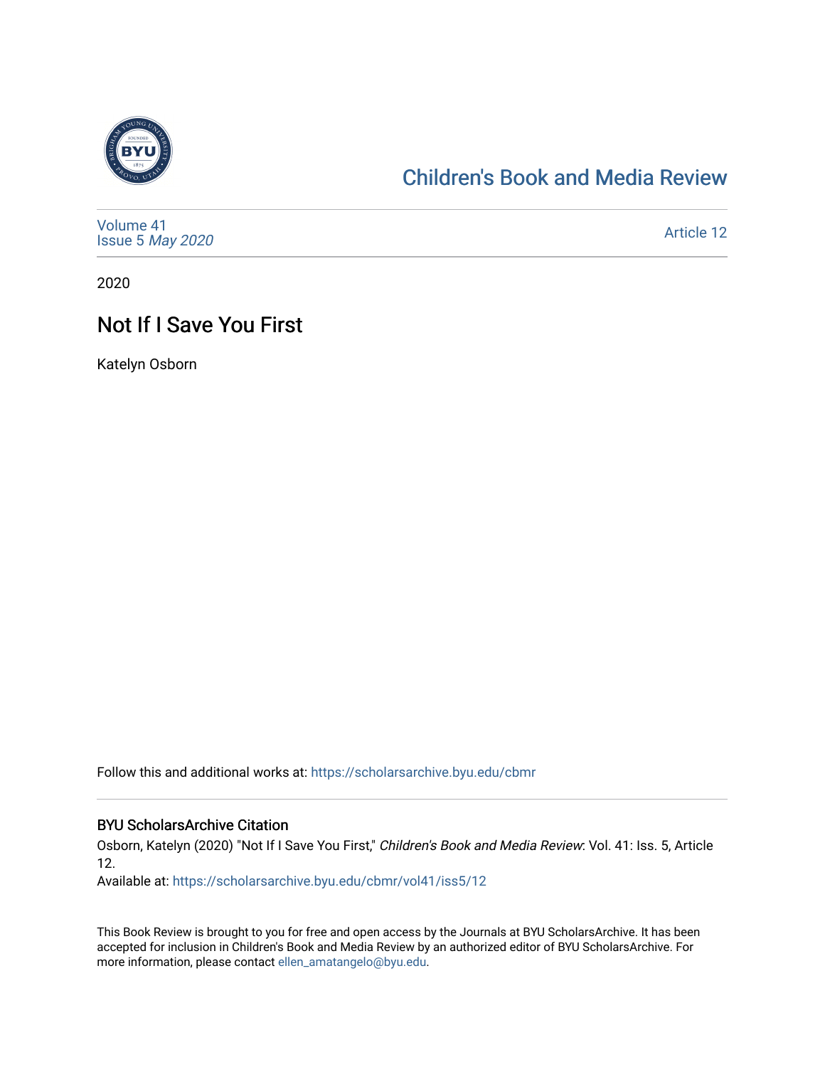# Children's Book and Media Review

Volume 41
Issue 5 *May 2020*

Article 12

2020

## Not If I Save You First

Katelyn Osborn

Follow this and additional works at: https://scholarsarchive.byu.edu/cbmr

### BYU ScholarsArchive Citation

Osborn, Katelyn (2020) "Not If I Save You First," *Children's Book and Media Review*: Vol. 41: Iss. 5, Article 12.
Available at: https://scholarsarchive.byu.edu/cbmr/vol41/iss5/12

This Book Review is brought to you for free and open access by the Journals at BYU ScholarsArchive. It has been accepted for inclusion in Children's Book and Media Review by an authorized editor of BYU ScholarsArchive. For more information, please contact ellen_amatangelo@byu.edu.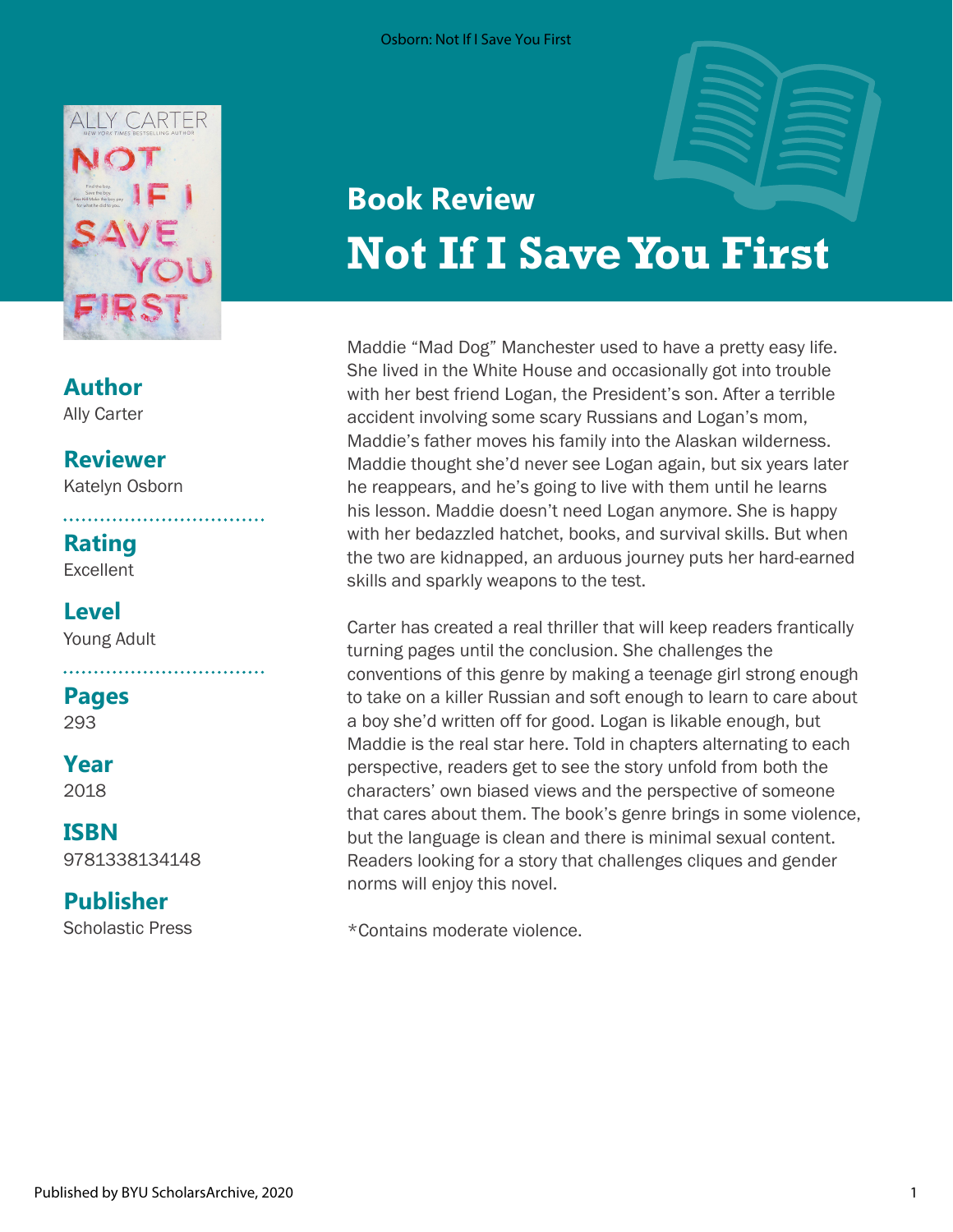## Book Review

# Not If I Save You First

**Author**
Ally Carter

**Reviewer**
Katelyn Osborn

**Rating**
Excellent

**Level**
Young Adult

**Pages**
293

**Year**
2018

**ISBN**
9781338134148

**Publisher**
Scholastic Press

Maddie "Mad Dog" Manchester used to have a pretty easy life. She lived in the White House and occasionally got into trouble with her best friend Logan, the President's son. After a terrible accident involving some scary Russians and Logan's mom, Maddie's father moves his family into the Alaskan wilderness. Maddie thought she'd never see Logan again, but six years later he reappears, and he's going to live with them until he learns his lesson. Maddie doesn't need Logan anymore. She is happy with her bedazzled hatchet, books, and survival skills. But when the two are kidnapped, an arduous journey puts her hard-earned skills and sparkly weapons to the test.

Carter has created a real thriller that will keep readers frantically turning pages until the conclusion. She challenges the conventions of this genre by making a teenage girl strong enough to take on a killer Russian and soft enough to learn to care about a boy she'd written off for good. Logan is likable enough, but Maddie is the real star here. Told in chapters alternating to each perspective, readers get to see the story unfold from both the characters' own biased views and the perspective of someone that cares about them. The book's genre brings in some violence, but the language is clean and there is minimal sexual content. Readers looking for a story that challenges cliques and gender norms will enjoy this novel.

*Contains moderate violence.